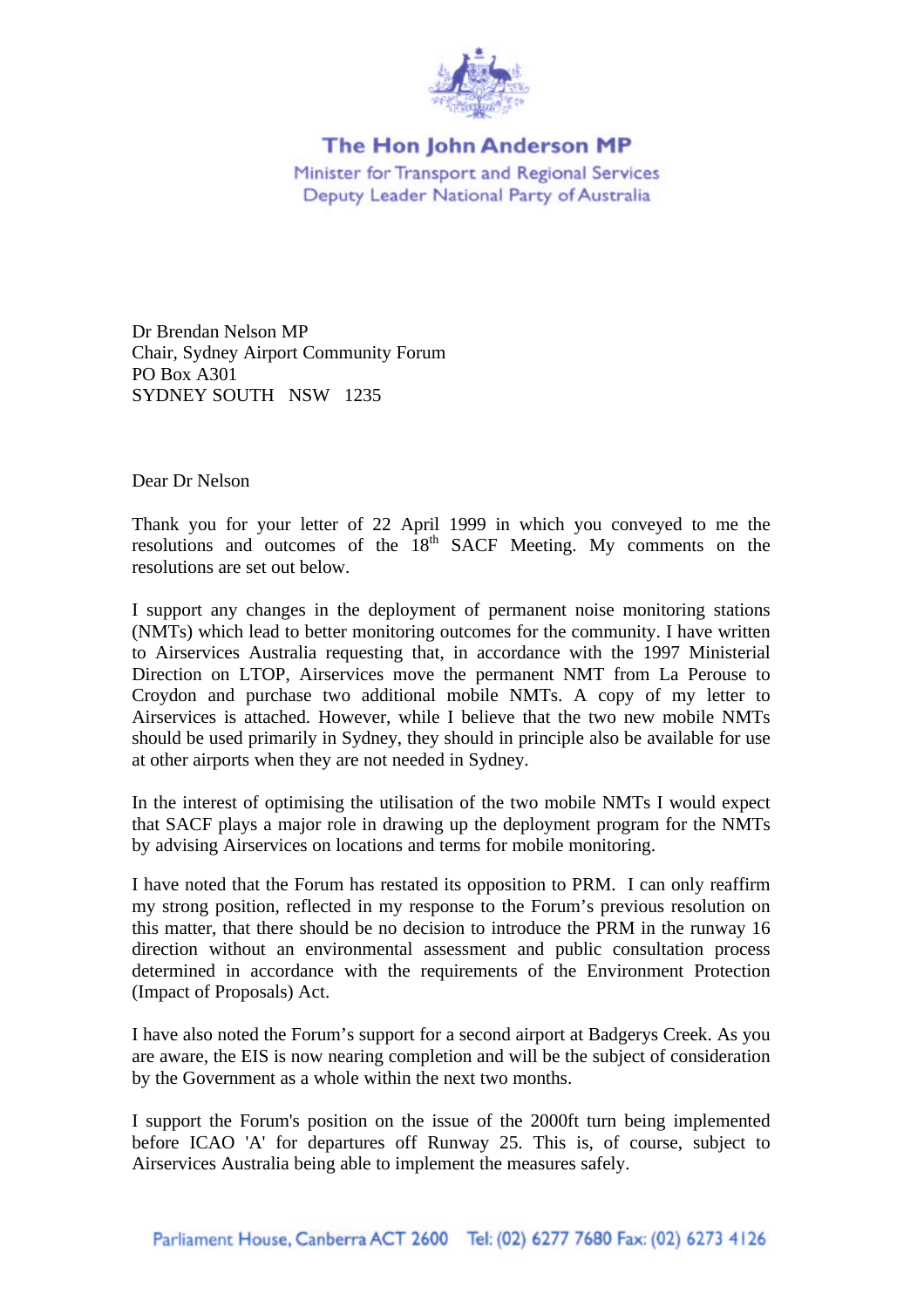# The Hon John Anderson MP

Minister for Transport and Regional Services
Deputy Leader National Party of Australia

Dr Brendan Nelson MP
Chair, Sydney Airport Community Forum
PO Box A301
SYDNEY SOUTH NSW 1235

Dear Dr Nelson

Thank you for your letter of 22 April 1999 in which you conveyed to me the resolutions and outcomes of the 18th SACF Meeting. My comments on the resolutions are set out below.

I support any changes in the deployment of permanent noise monitoring stations (NMTs) which lead to better monitoring outcomes for the community. I have written to Airservices Australia requesting that, in accordance with the 1997 Ministerial Direction on LTOP, Airservices move the permanent NMT from La Perouse to Croydon and purchase two additional mobile NMTs. A copy of my letter to Airservices is attached. However, while I believe that the two new mobile NMTs should be used primarily in Sydney, they should in principle also be available for use at other airports when they are not needed in Sydney.

In the interest of optimising the utilisation of the two mobile NMTs I would expect that SACF plays a major role in drawing up the deployment program for the NMTs by advising Airservices on locations and terms for mobile monitoring.

I have noted that the Forum has restated its opposition to PRM. I can only reaffirm my strong position, reflected in my response to the Forum's previous resolution on this matter, that there should be no decision to introduce the PRM in the runway 16 direction without an environmental assessment and public consultation process determined in accordance with the requirements of the Environment Protection (Impact of Proposals) Act.

I have also noted the Forum's support for a second airport at Badgerys Creek. As you are aware, the EIS is now nearing completion and will be the subject of consideration by the Government as a whole within the next two months.

I support the Forum's position on the issue of the 2000ft turn being implemented before ICAO 'A' for departures off Runway 25. This is, of course, subject to Airservices Australia being able to implement the measures safely.

Parliament House, Canberra ACT 2600 Tel: (02) 6277 7680 Fax: (02) 6273 4126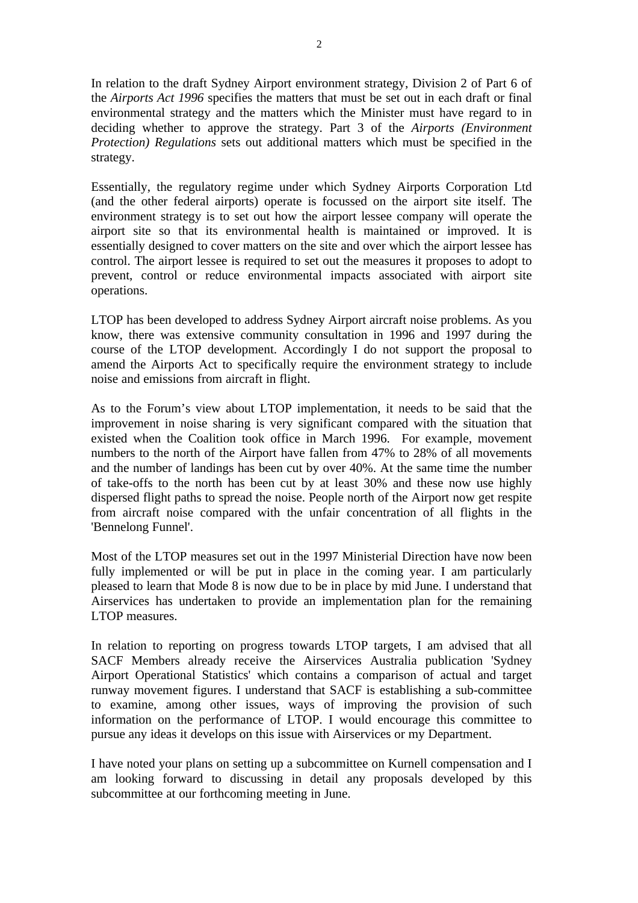In relation to the draft Sydney Airport environment strategy, Division 2 of Part 6 of the *Airports Act 1996* specifies the matters that must be set out in each draft or final environmental strategy and the matters which the Minister must have regard to in deciding whether to approve the strategy. Part 3 of the *Airports (Environment Protection) Regulations* sets out additional matters which must be specified in the strategy.

Essentially, the regulatory regime under which Sydney Airports Corporation Ltd (and the other federal airports) operate is focussed on the airport site itself. The environment strategy is to set out how the airport lessee company will operate the airport site so that its environmental health is maintained or improved. It is essentially designed to cover matters on the site and over which the airport lessee has control. The airport lessee is required to set out the measures it proposes to adopt to prevent, control or reduce environmental impacts associated with airport site operations.

LTOP has been developed to address Sydney Airport aircraft noise problems. As you know, there was extensive community consultation in 1996 and 1997 during the course of the LTOP development. Accordingly I do not support the proposal to amend the Airports Act to specifically require the environment strategy to include noise and emissions from aircraft in flight.

As to the Forum's view about LTOP implementation, it needs to be said that the improvement in noise sharing is very significant compared with the situation that existed when the Coalition took office in March 1996. For example, movement numbers to the north of the Airport have fallen from 47% to 28% of all movements and the number of landings has been cut by over 40%. At the same time the number of take-offs to the north has been cut by at least 30% and these now use highly dispersed flight paths to spread the noise. People north of the Airport now get respite from aircraft noise compared with the unfair concentration of all flights in the 'Bennelong Funnel'.

Most of the LTOP measures set out in the 1997 Ministerial Direction have now been fully implemented or will be put in place in the coming year. I am particularly pleased to learn that Mode 8 is now due to be in place by mid June. I understand that Airservices has undertaken to provide an implementation plan for the remaining LTOP measures.

In relation to reporting on progress towards LTOP targets, I am advised that all SACF Members already receive the Airservices Australia publication 'Sydney Airport Operational Statistics' which contains a comparison of actual and target runway movement figures. I understand that SACF is establishing a sub-committee to examine, among other issues, ways of improving the provision of such information on the performance of LTOP. I would encourage this committee to pursue any ideas it develops on this issue with Airservices or my Department.

I have noted your plans on setting up a subcommittee on Kurnell compensation and I am looking forward to discussing in detail any proposals developed by this subcommittee at our forthcoming meeting in June.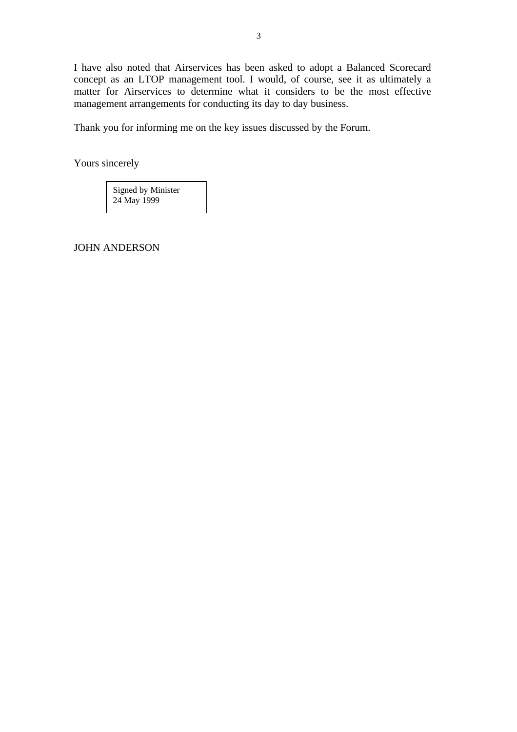I have also noted that Airservices has been asked to adopt a Balanced Scorecard concept as an LTOP management tool. I would, of course, see it as ultimately a matter for Airservices to determine what it considers to be the most effective management arrangements for conducting its day to day business.

Thank you for informing me on the key issues discussed by the Forum.

Yours sincerely

Signed by Minister
24 May 1999

JOHN ANDERSON